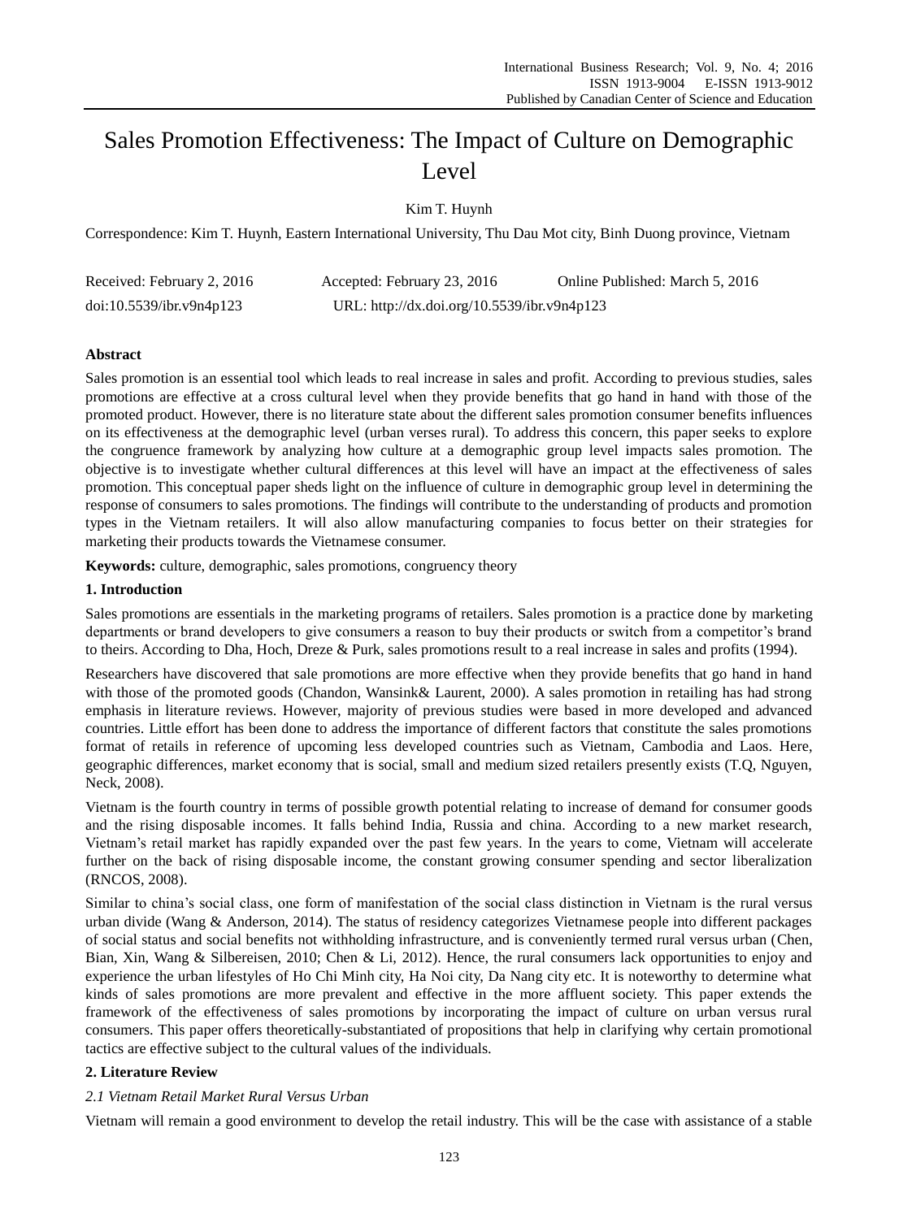# Sales Promotion Effectiveness: The Impact of Culture on Demographic Level

Kim T. Huynh

Correspondence: Kim T. Huynh, Eastern International University, Thu Dau Mot city, Binh Duong province, Vietnam

Received: February 2, 2016 Accepted: February 23, 2016 Online Published: March 5, 2016

doi:10.5539/ibr.v9n4p123 URL: http://dx.doi.org/10.5539/ibr.v9n4p123

**Abstract**

Sales promotion is an essential tool which leads to real increase in sales and profit. According to previous studies, sales promotions are effective at a cross cultural level when they provide benefits that go hand in hand with those of the promoted product. However, there is no literature state about the different sales promotion consumer benefits influences on its effectiveness at the demographic level (urban verses rural). To address this concern, this paper seeks to explore the congruence framework by analyzing how culture at a demographic group level impacts sales promotion. The objective is to investigate whether cultural differences at this level will have an impact at the effectiveness of sales promotion. This conceptual paper sheds light on the influence of culture in demographic group level in determining the response of consumers to sales promotions. The findings will contribute to the understanding of products and promotion types in the Vietnam retailers. It will also allow manufacturing companies to focus better on their strategies for marketing their products towards the Vietnamese consumer.

**Keywords:** culture, demographic, sales promotions, congruency theory

## 1. Introduction

Sales promotions are essentials in the marketing programs of retailers. Sales promotion is a practice done by marketing departments or brand developers to give consumers a reason to buy their products or switch from a competitor's brand to theirs. According to Dha, Hoch, Dreze & Purk, sales promotions result to a real increase in sales and profits (1994).

Researchers have discovered that sale promotions are more effective when they provide benefits that go hand in hand with those of the promoted goods (Chandon, Wansink& Laurent, 2000). A sales promotion in retailing has had strong emphasis in literature reviews. However, majority of previous studies were based in more developed and advanced countries. Little effort has been done to address the importance of different factors that constitute the sales promotions format of retails in reference of upcoming less developed countries such as Vietnam, Cambodia and Laos. Here, geographic differences, market economy that is social, small and medium sized retailers presently exists (T.Q, Nguyen, Neck, 2008).

Vietnam is the fourth country in terms of possible growth potential relating to increase of demand for consumer goods and the rising disposable incomes. It falls behind India, Russia and china. According to a new market research, Vietnam's retail market has rapidly expanded over the past few years. In the years to come, Vietnam will accelerate further on the back of rising disposable income, the constant growing consumer spending and sector liberalization (RNCOS, 2008).

Similar to china's social class, one form of manifestation of the social class distinction in Vietnam is the rural versus urban divide (Wang & Anderson, 2014). The status of residency categorizes Vietnamese people into different packages of social status and social benefits not withholding infrastructure, and is conveniently termed rural versus urban (Chen, Bian, Xin, Wang & Silbereisen, 2010; Chen & Li, 2012). Hence, the rural consumers lack opportunities to enjoy and experience the urban lifestyles of Ho Chi Minh city, Ha Noi city, Da Nang city etc. It is noteworthy to determine what kinds of sales promotions are more prevalent and effective in the more affluent society. This paper extends the framework of the effectiveness of sales promotions by incorporating the impact of culture on urban versus rural consumers. This paper offers theoretically-substantiated of propositions that help in clarifying why certain promotional tactics are effective subject to the cultural values of the individuals.

## 2. Literature Review

### 2.1 Vietnam Retail Market Rural Versus Urban

Vietnam will remain a good environment to develop the retail industry. This will be the case with assistance of a stable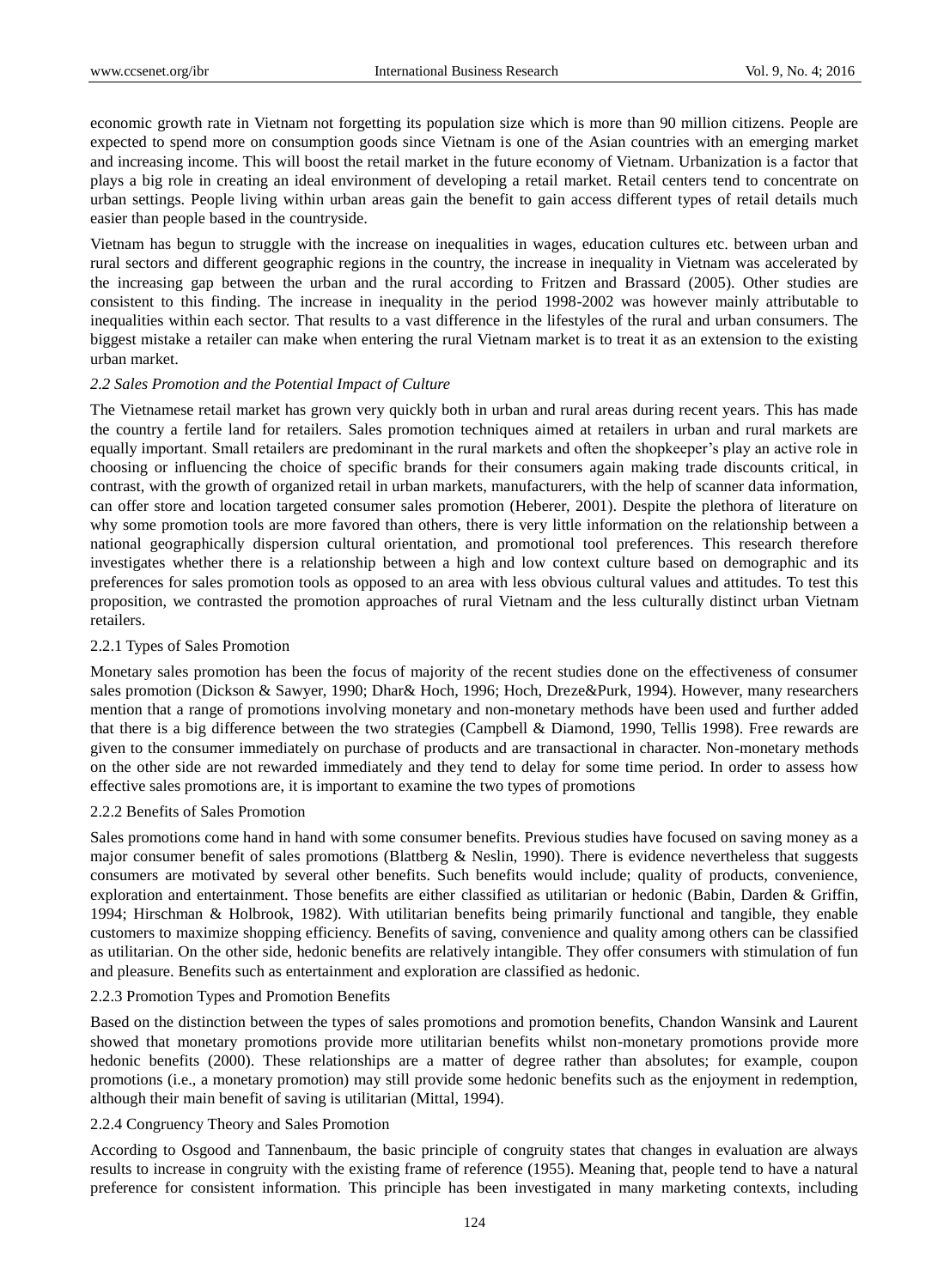economic growth rate in Vietnam not forgetting its population size which is more than 90 million citizens. People are expected to spend more on consumption goods since Vietnam is one of the Asian countries with an emerging market and increasing income. This will boost the retail market in the future economy of Vietnam. Urbanization is a factor that plays a big role in creating an ideal environment of developing a retail market. Retail centers tend to concentrate on urban settings. People living within urban areas gain the benefit to gain access different types of retail details much easier than people based in the countryside.

Vietnam has begun to struggle with the increase on inequalities in wages, education cultures etc. between urban and rural sectors and different geographic regions in the country, the increase in inequality in Vietnam was accelerated by the increasing gap between the urban and the rural according to Fritzen and Brassard (2005). Other studies are consistent to this finding. The increase in inequality in the period 1998-2002 was however mainly attributable to inequalities within each sector. That results to a vast difference in the lifestyles of the rural and urban consumers. The biggest mistake a retailer can make when entering the rural Vietnam market is to treat it as an extension to the existing urban market.

### *2.2 Sales Promotion and the Potential Impact of Culture*

The Vietnamese retail market has grown very quickly both in urban and rural areas during recent years. This has made the country a fertile land for retailers. Sales promotion techniques aimed at retailers in urban and rural markets are equally important. Small retailers are predominant in the rural markets and often the shopkeeper's play an active role in choosing or influencing the choice of specific brands for their consumers again making trade discounts critical, in contrast, with the growth of organized retail in urban markets, manufacturers, with the help of scanner data information, can offer store and location targeted consumer sales promotion (Heberer, 2001). Despite the plethora of literature on why some promotion tools are more favored than others, there is very little information on the relationship between a national geographically dispersion cultural orientation, and promotional tool preferences. This research therefore investigates whether there is a relationship between a high and low context culture based on demographic and its preferences for sales promotion tools as opposed to an area with less obvious cultural values and attitudes. To test this proposition, we contrasted the promotion approaches of rural Vietnam and the less culturally distinct urban Vietnam retailers.

#### 2.2.1 Types of Sales Promotion

Monetary sales promotion has been the focus of majority of the recent studies done on the effectiveness of consumer sales promotion (Dickson & Sawyer, 1990; Dhar& Hoch, 1996; Hoch, Dreze&Purk, 1994). However, many researchers mention that a range of promotions involving monetary and non-monetary methods have been used and further added that there is a big difference between the two strategies (Campbell & Diamond, 1990, Tellis 1998). Free rewards are given to the consumer immediately on purchase of products and are transactional in character. Non-monetary methods on the other side are not rewarded immediately and they tend to delay for some time period. In order to assess how effective sales promotions are, it is important to examine the two types of promotions

#### 2.2.2 Benefits of Sales Promotion

Sales promotions come hand in hand with some consumer benefits. Previous studies have focused on saving money as a major consumer benefit of sales promotions (Blattberg & Neslin, 1990). There is evidence nevertheless that suggests consumers are motivated by several other benefits. Such benefits would include; quality of products, convenience, exploration and entertainment. Those benefits are either classified as utilitarian or hedonic (Babin, Darden & Griffin, 1994; Hirschman & Holbrook, 1982). With utilitarian benefits being primarily functional and tangible, they enable customers to maximize shopping efficiency. Benefits of saving, convenience and quality among others can be classified as utilitarian. On the other side, hedonic benefits are relatively intangible. They offer consumers with stimulation of fun and pleasure. Benefits such as entertainment and exploration are classified as hedonic.

#### 2.2.3 Promotion Types and Promotion Benefits

Based on the distinction between the types of sales promotions and promotion benefits, Chandon Wansink and Laurent showed that monetary promotions provide more utilitarian benefits whilst non-monetary promotions provide more hedonic benefits (2000). These relationships are a matter of degree rather than absolutes; for example, coupon promotions (i.e., a monetary promotion) may still provide some hedonic benefits such as the enjoyment in redemption, although their main benefit of saving is utilitarian (Mittal, 1994).

#### 2.2.4 Congruency Theory and Sales Promotion

According to Osgood and Tannenbaum, the basic principle of congruity states that changes in evaluation are always results to increase in congruity with the existing frame of reference (1955). Meaning that, people tend to have a natural preference for consistent information. This principle has been investigated in many marketing contexts, including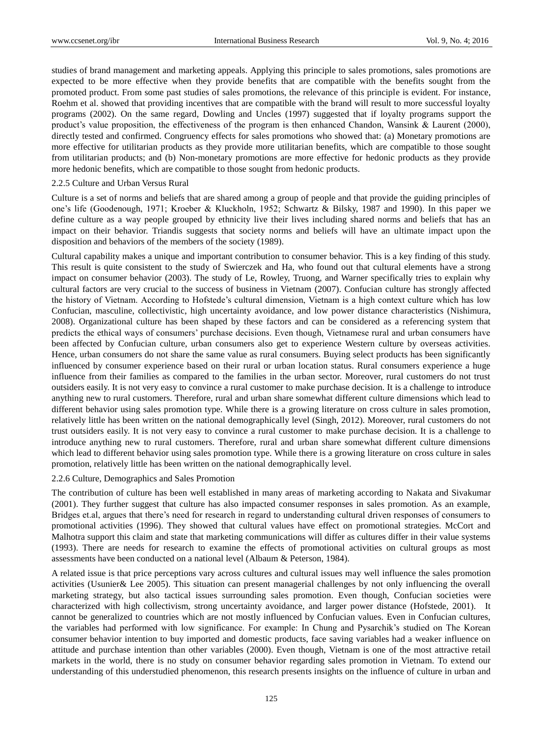studies of brand management and marketing appeals. Applying this principle to sales promotions, sales promotions are expected to be more effective when they provide benefits that are compatible with the benefits sought from the promoted product. From some past studies of sales promotions, the relevance of this principle is evident. For instance, Roehm et al. showed that providing incentives that are compatible with the brand will result to more successful loyalty programs (2002). On the same regard, Dowling and Uncles (1997) suggested that if loyalty programs support the product's value proposition, the effectiveness of the program is then enhanced Chandon, Wansink & Laurent (2000), directly tested and confirmed. Congruency effects for sales promotions who showed that: (a) Monetary promotions are more effective for utilitarian products as they provide more utilitarian benefits, which are compatible to those sought from utilitarian products; and (b) Non-monetary promotions are more effective for hedonic products as they provide more hedonic benefits, which are compatible to those sought from hedonic products.

### 2.2.5 Culture and Urban Versus Rural

Culture is a set of norms and beliefs that are shared among a group of people and that provide the guiding principles of one's life (Goodenough, 1971; Kroeber & Kluckholn, 1952; Schwartz & Bilsky, 1987 and 1990). In this paper we define culture as a way people grouped by ethnicity live their lives including shared norms and beliefs that has an impact on their behavior. Triandis suggests that society norms and beliefs will have an ultimate impact upon the disposition and behaviors of the members of the society (1989).

Cultural capability makes a unique and important contribution to consumer behavior. This is a key finding of this study. This result is quite consistent to the study of Swierczek and Ha, who found out that cultural elements have a strong impact on consumer behavior (2003). The study of Le, Rowley, Truong, and Warner specifically tries to explain why cultural factors are very crucial to the success of business in Vietnam (2007). Confucian culture has strongly affected the history of Vietnam. According to Hofstede's cultural dimension, Vietnam is a high context culture which has low Confucian, masculine, collectivistic, high uncertainty avoidance, and low power distance characteristics (Nishimura, 2008). Organizational culture has been shaped by these factors and can be considered as a referencing system that predicts the ethical ways of consumers' purchase decisions. Even though, Vietnamese rural and urban consumers have been affected by Confucian culture, urban consumers also get to experience Western culture by overseas activities. Hence, urban consumers do not share the same value as rural consumers. Buying select products has been significantly influenced by consumer experience based on their rural or urban location status. Rural consumers experience a huge influence from their families as compared to the families in the urban sector. Moreover, rural customers do not trust outsiders easily. It is not very easy to convince a rural customer to make purchase decision. It is a challenge to introduce anything new to rural customers. Therefore, rural and urban share somewhat different culture dimensions which lead to different behavior using sales promotion type. While there is a growing literature on cross culture in sales promotion, relatively little has been written on the national demographically level (Singh, 2012). Moreover, rural customers do not trust outsiders easily. It is not very easy to convince a rural customer to make purchase decision. It is a challenge to introduce anything new to rural customers. Therefore, rural and urban share somewhat different culture dimensions which lead to different behavior using sales promotion type. While there is a growing literature on cross culture in sales promotion, relatively little has been written on the national demographically level.

### 2.2.6 Culture, Demographics and Sales Promotion

The contribution of culture has been well established in many areas of marketing according to Nakata and Sivakumar (2001). They further suggest that culture has also impacted consumer responses in sales promotion. As an example, Bridges et.al, argues that there's need for research in regard to understanding cultural driven responses of consumers to promotional activities (1996). They showed that cultural values have effect on promotional strategies. McCort and Malhotra support this claim and state that marketing communications will differ as cultures differ in their value systems (1993). There are needs for research to examine the effects of promotional activities on cultural groups as most assessments have been conducted on a national level (Albaum & Peterson, 1984).

A related issue is that price perceptions vary across cultures and cultural issues may well influence the sales promotion activities (Usunier& Lee 2005). This situation can present managerial challenges by not only influencing the overall marketing strategy, but also tactical issues surrounding sales promotion. Even though, Confucian societies were characterized with high collectivism, strong uncertainty avoidance, and larger power distance (Hofstede, 2001). It cannot be generalized to countries which are not mostly influenced by Confucian values. Even in Confucian cultures, the variables had performed with low significance. For example: In Chung and Pysarchik's studied on The Korean consumer behavior intention to buy imported and domestic products, face saving variables had a weaker influence on attitude and purchase intention than other variables (2000). Even though, Vietnam is one of the most attractive retail markets in the world, there is no study on consumer behavior regarding sales promotion in Vietnam. To extend our understanding of this understudied phenomenon, this research presents insights on the influence of culture in urban and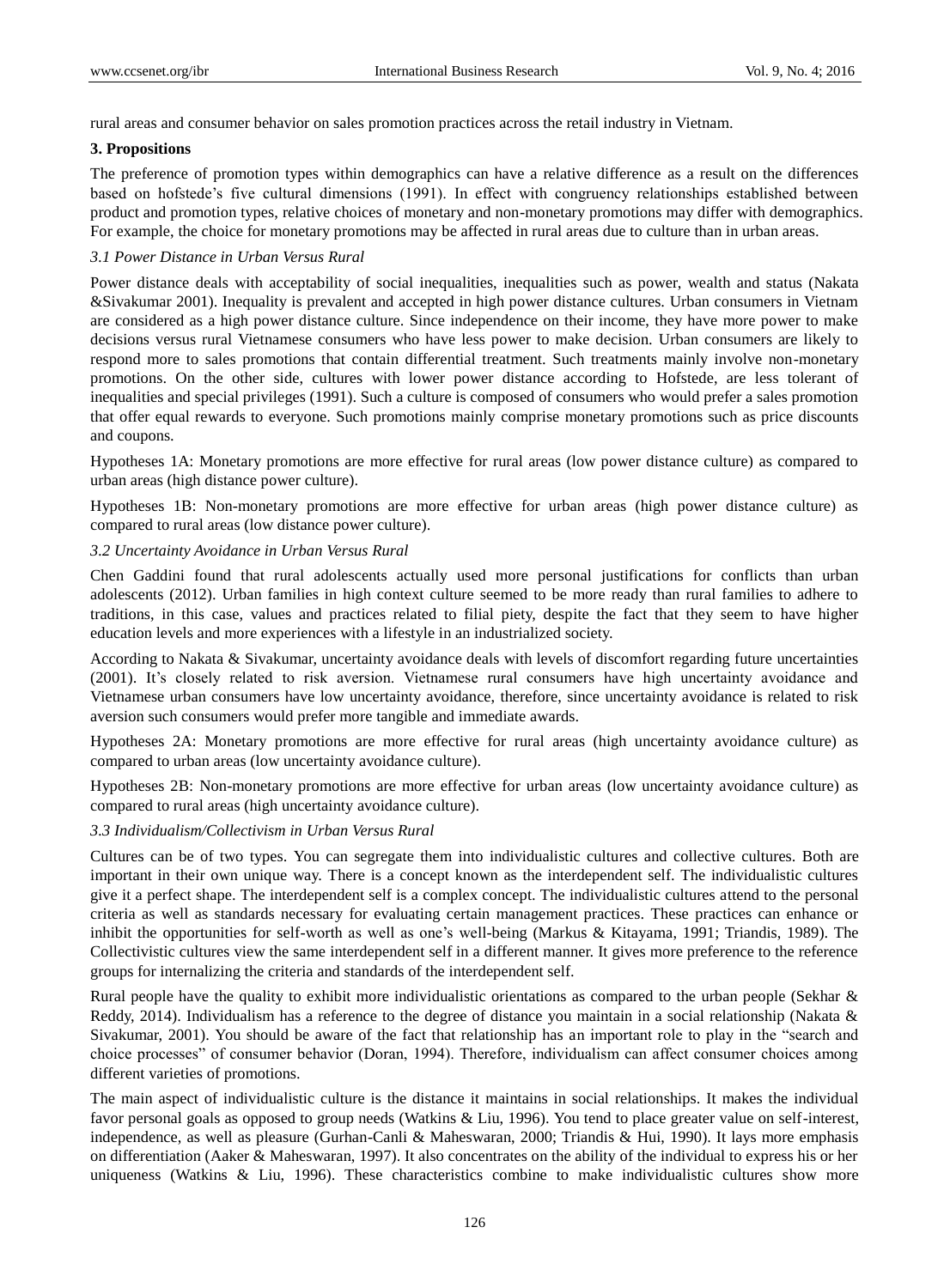rural areas and consumer behavior on sales promotion practices across the retail industry in Vietnam.

## 3. Propositions

The preference of promotion types within demographics can have a relative difference as a result on the differences based on hofstede's five cultural dimensions (1991). In effect with congruency relationships established between product and promotion types, relative choices of monetary and non-monetary promotions may differ with demographics. For example, the choice for monetary promotions may be affected in rural areas due to culture than in urban areas.

### *3.1 Power Distance in Urban Versus Rural*

Power distance deals with acceptability of social inequalities, inequalities such as power, wealth and status (Nakata &Sivakumar 2001). Inequality is prevalent and accepted in high power distance cultures. Urban consumers in Vietnam are considered as a high power distance culture. Since independence on their income, they have more power to make decisions versus rural Vietnamese consumers who have less power to make decision. Urban consumers are likely to respond more to sales promotions that contain differential treatment. Such treatments mainly involve non-monetary promotions. On the other side, cultures with lower power distance according to Hofstede, are less tolerant of inequalities and special privileges (1991). Such a culture is composed of consumers who would prefer a sales promotion that offer equal rewards to everyone. Such promotions mainly comprise monetary promotions such as price discounts and coupons.

Hypotheses 1A: Monetary promotions are more effective for rural areas (low power distance culture) as compared to urban areas (high distance power culture).

Hypotheses 1B: Non-monetary promotions are more effective for urban areas (high power distance culture) as compared to rural areas (low distance power culture).

### *3.2 Uncertainty Avoidance in Urban Versus Rural*

Chen Gaddini found that rural adolescents actually used more personal justifications for conflicts than urban adolescents (2012). Urban families in high context culture seemed to be more ready than rural families to adhere to traditions, in this case, values and practices related to filial piety, despite the fact that they seem to have higher education levels and more experiences with a lifestyle in an industrialized society.

According to Nakata & Sivakumar, uncertainty avoidance deals with levels of discomfort regarding future uncertainties (2001). It's closely related to risk aversion. Vietnamese rural consumers have high uncertainty avoidance and Vietnamese urban consumers have low uncertainty avoidance, therefore, since uncertainty avoidance is related to risk aversion such consumers would prefer more tangible and immediate awards.

Hypotheses 2A: Monetary promotions are more effective for rural areas (high uncertainty avoidance culture) as compared to urban areas (low uncertainty avoidance culture).

Hypotheses 2B: Non-monetary promotions are more effective for urban areas (low uncertainty avoidance culture) as compared to rural areas (high uncertainty avoidance culture).

### *3.3 Individualism/Collectivism in Urban Versus Rural*

Cultures can be of two types. You can segregate them into individualistic cultures and collective cultures. Both are important in their own unique way. There is a concept known as the interdependent self. The individualistic cultures give it a perfect shape. The interdependent self is a complex concept. The individualistic cultures attend to the personal criteria as well as standards necessary for evaluating certain management practices. These practices can enhance or inhibit the opportunities for self-worth as well as one's well-being (Markus & Kitayama, 1991; Triandis, 1989). The Collectivistic cultures view the same interdependent self in a different manner. It gives more preference to the reference groups for internalizing the criteria and standards of the interdependent self.

Rural people have the quality to exhibit more individualistic orientations as compared to the urban people (Sekhar & Reddy, 2014). Individualism has a reference to the degree of distance you maintain in a social relationship (Nakata & Sivakumar, 2001). You should be aware of the fact that relationship has an important role to play in the "search and choice processes" of consumer behavior (Doran, 1994). Therefore, individualism can affect consumer choices among different varieties of promotions.

The main aspect of individualistic culture is the distance it maintains in social relationships. It makes the individual favor personal goals as opposed to group needs (Watkins & Liu, 1996). You tend to place greater value on self-interest, independence, as well as pleasure (Gurhan-Canli & Maheswaran, 2000; Triandis & Hui, 1990). It lays more emphasis on differentiation (Aaker & Maheswaran, 1997). It also concentrates on the ability of the individual to express his or her uniqueness (Watkins & Liu, 1996). These characteristics combine to make individualistic cultures show more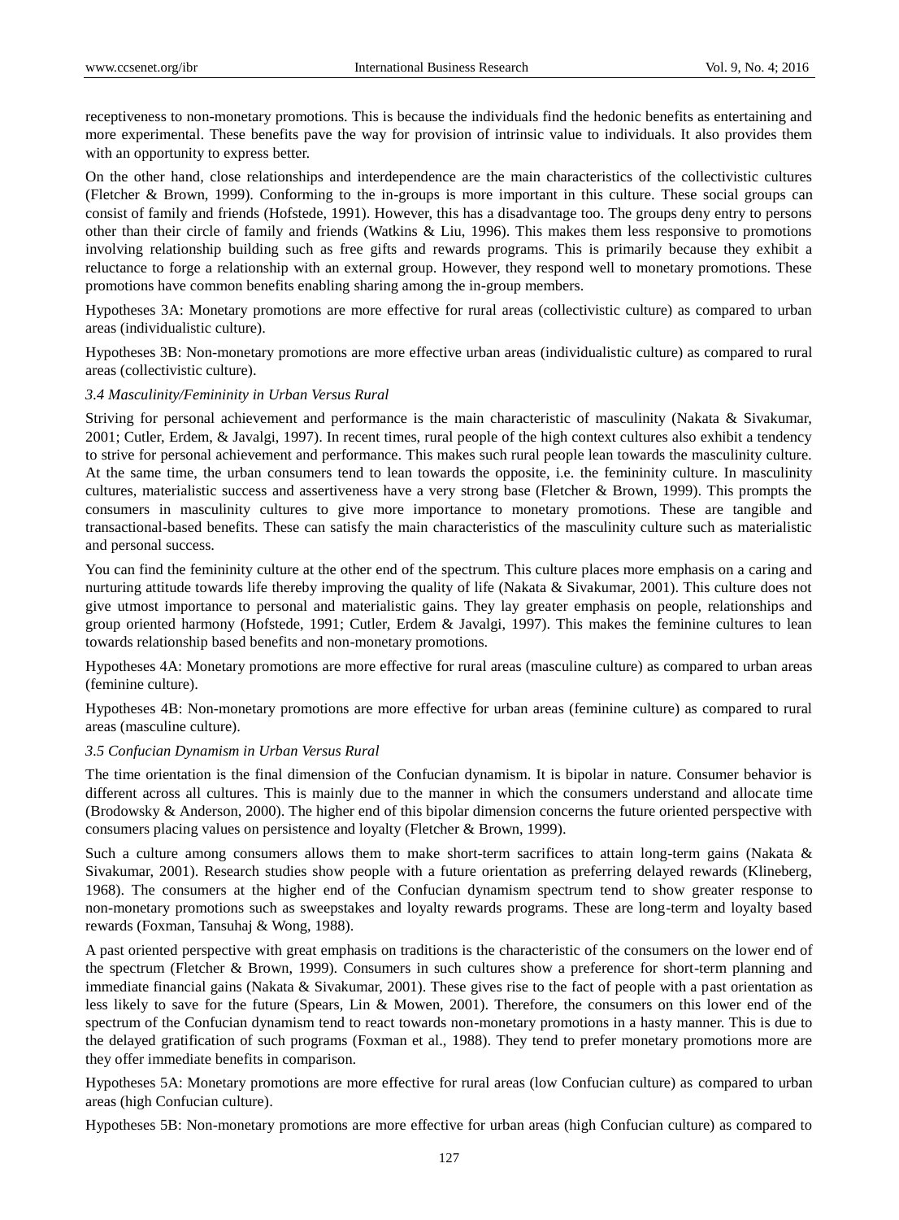receptiveness to non-monetary promotions. This is because the individuals find the hedonic benefits as entertaining and more experimental. These benefits pave the way for provision of intrinsic value to individuals. It also provides them with an opportunity to express better.

On the other hand, close relationships and interdependence are the main characteristics of the collectivistic cultures (Fletcher & Brown, 1999). Conforming to the in-groups is more important in this culture. These social groups can consist of family and friends (Hofstede, 1991). However, this has a disadvantage too. The groups deny entry to persons other than their circle of family and friends (Watkins & Liu, 1996). This makes them less responsive to promotions involving relationship building such as free gifts and rewards programs. This is primarily because they exhibit a reluctance to forge a relationship with an external group. However, they respond well to monetary promotions. These promotions have common benefits enabling sharing among the in-group members.

Hypotheses 3A: Monetary promotions are more effective for rural areas (collectivistic culture) as compared to urban areas (individualistic culture).

Hypotheses 3B: Non-monetary promotions are more effective urban areas (individualistic culture) as compared to rural areas (collectivistic culture).

### *3.4 Masculinity/Femininity in Urban Versus Rural*

Striving for personal achievement and performance is the main characteristic of masculinity (Nakata & Sivakumar, 2001; Cutler, Erdem, & Javalgi, 1997). In recent times, rural people of the high context cultures also exhibit a tendency to strive for personal achievement and performance. This makes such rural people lean towards the masculinity culture. At the same time, the urban consumers tend to lean towards the opposite, i.e. the femininity culture. In masculinity cultures, materialistic success and assertiveness have a very strong base (Fletcher & Brown, 1999). This prompts the consumers in masculinity cultures to give more importance to monetary promotions. These are tangible and transactional-based benefits. These can satisfy the main characteristics of the masculinity culture such as materialistic and personal success.

You can find the femininity culture at the other end of the spectrum. This culture places more emphasis on a caring and nurturing attitude towards life thereby improving the quality of life (Nakata & Sivakumar, 2001). This culture does not give utmost importance to personal and materialistic gains. They lay greater emphasis on people, relationships and group oriented harmony (Hofstede, 1991; Cutler, Erdem & Javalgi, 1997). This makes the feminine cultures to lean towards relationship based benefits and non-monetary promotions.

Hypotheses 4A: Monetary promotions are more effective for rural areas (masculine culture) as compared to urban areas (feminine culture).

Hypotheses 4B: Non-monetary promotions are more effective for urban areas (feminine culture) as compared to rural areas (masculine culture).

### *3.5 Confucian Dynamism in Urban Versus Rural*

The time orientation is the final dimension of the Confucian dynamism. It is bipolar in nature. Consumer behavior is different across all cultures. This is mainly due to the manner in which the consumers understand and allocate time (Brodowsky & Anderson, 2000). The higher end of this bipolar dimension concerns the future oriented perspective with consumers placing values on persistence and loyalty (Fletcher & Brown, 1999).

Such a culture among consumers allows them to make short-term sacrifices to attain long-term gains (Nakata & Sivakumar, 2001). Research studies show people with a future orientation as preferring delayed rewards (Klineberg, 1968). The consumers at the higher end of the Confucian dynamism spectrum tend to show greater response to non-monetary promotions such as sweepstakes and loyalty rewards programs. These are long-term and loyalty based rewards (Foxman, Tansuhaj & Wong, 1988).

A past oriented perspective with great emphasis on traditions is the characteristic of the consumers on the lower end of the spectrum (Fletcher & Brown, 1999). Consumers in such cultures show a preference for short-term planning and immediate financial gains (Nakata & Sivakumar, 2001). These gives rise to the fact of people with a past orientation as less likely to save for the future (Spears, Lin & Mowen, 2001). Therefore, the consumers on this lower end of the spectrum of the Confucian dynamism tend to react towards non-monetary promotions in a hasty manner. This is due to the delayed gratification of such programs (Foxman et al., 1988). They tend to prefer monetary promotions more are they offer immediate benefits in comparison.

Hypotheses 5A: Monetary promotions are more effective for rural areas (low Confucian culture) as compared to urban areas (high Confucian culture).

Hypotheses 5B: Non-monetary promotions are more effective for urban areas (high Confucian culture) as compared to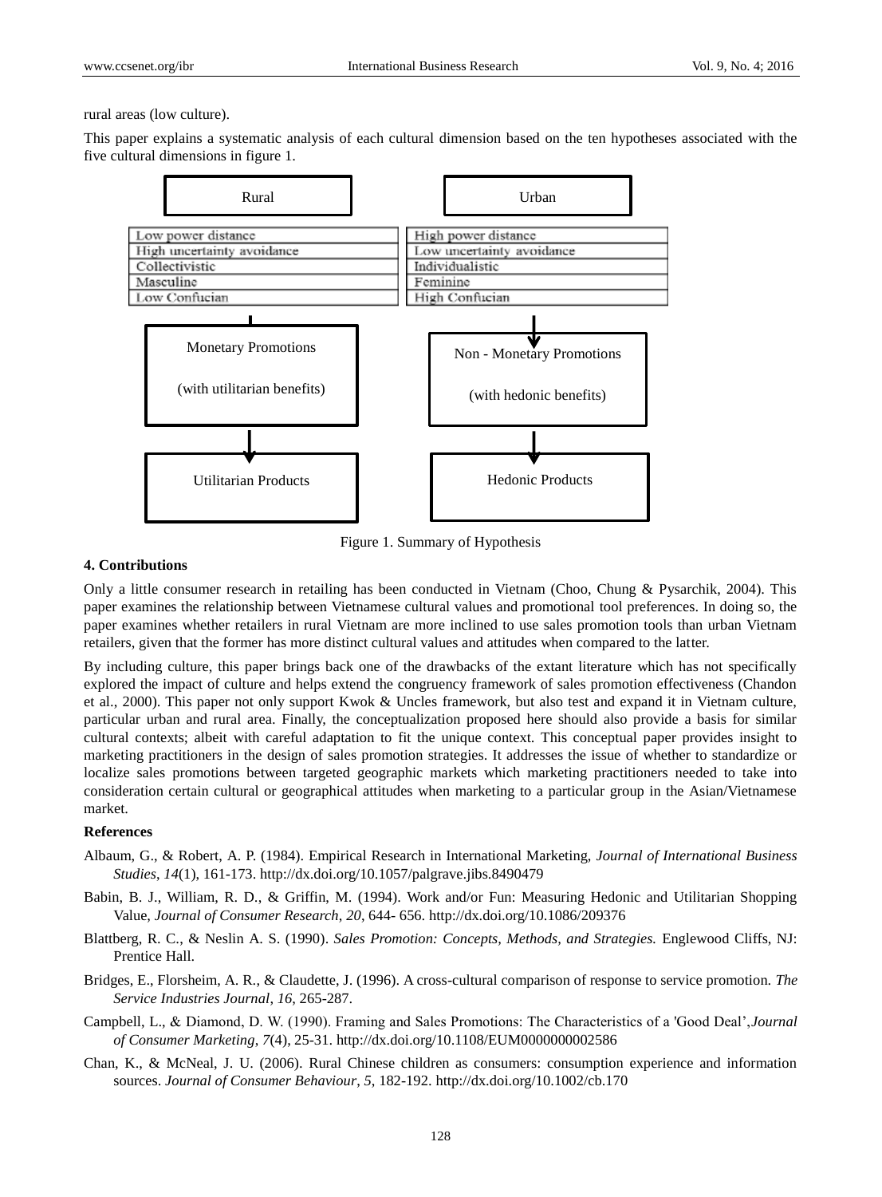rural areas (low culture).

This paper explains a systematic analysis of each cultural dimension based on the ten hypotheses associated with the five cultural dimensions in figure 1.

| Rural | Urban |
| --- | --- |
| Low power distance | High power distance |
| High uncertainty avoidance | Low uncertainty avoidance |
| Collectivistic | Individualistic |
| Masculine | Feminine |
| Low Confucian | High Confucian |
| ↓ | ↓ |
| Monetary Promotions (with utilitarian benefits) | Non - Monetary Promotions (with hedonic benefits) |
| ↓ | ↓ |
| Utilitarian Products | Hedonic Products |

Figure 1. Summary of Hypothesis

## 4. Contributions

Only a little consumer research in retailing has been conducted in Vietnam (Choo, Chung & Pysarchik, 2004). This paper examines the relationship between Vietnamese cultural values and promotional tool preferences. In doing so, the paper examines whether retailers in rural Vietnam are more inclined to use sales promotion tools than urban Vietnam retailers, given that the former has more distinct cultural values and attitudes when compared to the latter.

By including culture, this paper brings back one of the drawbacks of the extant literature which has not specifically explored the impact of culture and helps extend the congruency framework of sales promotion effectiveness (Chandon et al., 2000). This paper not only support Kwok & Uncles framework, but also test and expand it in Vietnam culture, particular urban and rural area. Finally, the conceptualization proposed here should also provide a basis for similar cultural contexts; albeit with careful adaptation to fit the unique context. This conceptual paper provides insight to marketing practitioners in the design of sales promotion strategies. It addresses the issue of whether to standardize or localize sales promotions between targeted geographic markets which marketing practitioners needed to take into consideration certain cultural or geographical attitudes when marketing to a particular group in the Asian/Vietnamese market.

## References

Albaum, G., & Robert, A. P. (1984). Empirical Research in International Marketing, *Journal of International Business Studies*, *14*(1), 161-173. http://dx.doi.org/10.1057/palgrave.jibs.8490479

Babin, B. J., William, R. D., & Griffin, M. (1994). Work and/or Fun: Measuring Hedonic and Utilitarian Shopping Value, *Journal of Consumer Research*, *20*, 644- 656. http://dx.doi.org/10.1086/209376

Blattberg, R. C., & Neslin A. S. (1990). *Sales Promotion: Concepts, Methods, and Strategies.* Englewood Cliffs, NJ: Prentice Hall.

Bridges, E., Florsheim, A. R., & Claudette, J. (1996). A cross-cultural comparison of response to service promotion. *The Service Industries Journal*, *16*, 265-287.

Campbell, L., & Diamond, D. W. (1990). Framing and Sales Promotions: The Characteristics of a 'Good Deal',*Journal of Consumer Marketing*, *7*(4), 25-31. http://dx.doi.org/10.1108/EUM0000000002586

Chan, K., & McNeal, J. U. (2006). Rural Chinese children as consumers: consumption experience and information sources. *Journal of Consumer Behaviour*, *5*, 182-192. http://dx.doi.org/10.1002/cb.170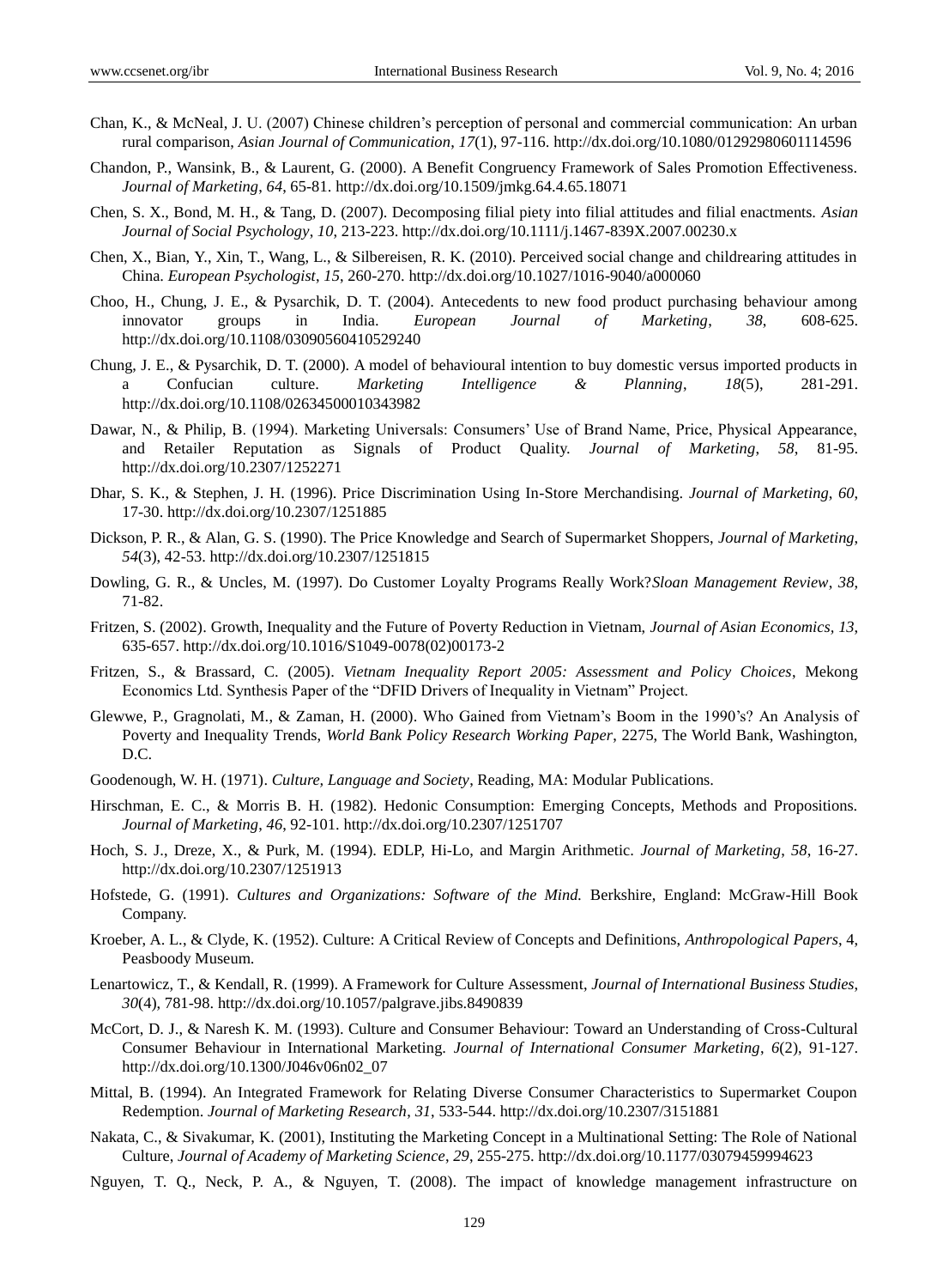Chan, K., & McNeal, J. U. (2007) Chinese children's perception of personal and commercial communication: An urban rural comparison, *Asian Journal of Communication*, *17*(1), 97-116. http://dx.doi.org/10.1080/01292980601114596

Chandon, P., Wansink, B., & Laurent, G. (2000). A Benefit Congruency Framework of Sales Promotion Effectiveness. *Journal of Marketing*, *64*, 65-81. http://dx.doi.org/10.1509/jmkg.64.4.65.18071

Chen, S. X., Bond, M. H., & Tang, D. (2007). Decomposing filial piety into filial attitudes and filial enactments. *Asian Journal of Social Psychology*, *10*, 213-223. http://dx.doi.org/10.1111/j.1467-839X.2007.00230.x

Chen, X., Bian, Y., Xin, T., Wang, L., & Silbereisen, R. K. (2010). Perceived social change and childrearing attitudes in China. *European Psychologist*, *15*, 260-270. http://dx.doi.org/10.1027/1016-9040/a000060

Choo, H., Chung, J. E., & Pysarchik, D. T. (2004). Antecedents to new food product purchasing behaviour among innovator groups in India. *European Journal of Marketing*, *38*, 608-625. http://dx.doi.org/10.1108/03090560410529240

Chung, J. E., & Pysarchik, D. T. (2000). A model of behavioural intention to buy domestic versus imported products in a Confucian culture. *Marketing Intelligence & Planning*, *18*(5), 281-291. http://dx.doi.org/10.1108/02634500010343982

Dawar, N., & Philip, B. (1994). Marketing Universals: Consumers' Use of Brand Name, Price, Physical Appearance, and Retailer Reputation as Signals of Product Quality. *Journal of Marketing*, *58*, 81-95. http://dx.doi.org/10.2307/1252271

Dhar, S. K., & Stephen, J. H. (1996). Price Discrimination Using In-Store Merchandising. *Journal of Marketing*, *60*, 17-30. http://dx.doi.org/10.2307/1251885

Dickson, P. R., & Alan, G. S. (1990). The Price Knowledge and Search of Supermarket Shoppers, *Journal of Marketing*, *54*(3), 42-53. http://dx.doi.org/10.2307/1251815

Dowling, G. R., & Uncles, M. (1997). Do Customer Loyalty Programs Really Work?*Sloan Management Review*, *38*, 71-82.

Fritzen, S. (2002). Growth, Inequality and the Future of Poverty Reduction in Vietnam, *Journal of Asian Economics*, *13*, 635-657. http://dx.doi.org/10.1016/S1049-0078(02)00173-2

Fritzen, S., & Brassard, C. (2005). *Vietnam Inequality Report 2005: Assessment and Policy Choices*, Mekong Economics Ltd. Synthesis Paper of the "DFID Drivers of Inequality in Vietnam" Project.

Glewwe, P., Gragnolati, M., & Zaman, H. (2000). Who Gained from Vietnam's Boom in the 1990's? An Analysis of Poverty and Inequality Trends, *World Bank Policy Research Working Paper*, 2275, The World Bank, Washington, D.C.

Goodenough, W. H. (1971). *Culture, Language and Society*, Reading, MA: Modular Publications.

Hirschman, E. C., & Morris B. H. (1982). Hedonic Consumption: Emerging Concepts, Methods and Propositions. *Journal of Marketing*, *46*, 92-101. http://dx.doi.org/10.2307/1251707

Hoch, S. J., Dreze, X., & Purk, M. (1994). EDLP, Hi-Lo, and Margin Arithmetic. *Journal of Marketing*, *58*, 16-27. http://dx.doi.org/10.2307/1251913

Hofstede, G. (1991). *Cultures and Organizations: Software of the Mind.* Berkshire, England: McGraw-Hill Book Company.

Kroeber, A. L., & Clyde, K. (1952). Culture: A Critical Review of Concepts and Definitions, *Anthropological Papers*, 4, Peasboody Museum.

Lenartowicz, T., & Kendall, R. (1999). A Framework for Culture Assessment, *Journal of International Business Studies*, *30*(4), 781-98. http://dx.doi.org/10.1057/palgrave.jibs.8490839

McCort, D. J., & Naresh K. M. (1993). Culture and Consumer Behaviour: Toward an Understanding of Cross-Cultural Consumer Behaviour in International Marketing. *Journal of International Consumer Marketing*, *6*(2), 91-127. http://dx.doi.org/10.1300/J046v06n02_07

Mittal, B. (1994). An Integrated Framework for Relating Diverse Consumer Characteristics to Supermarket Coupon Redemption. *Journal of Marketing Research*, *31*, 533-544. http://dx.doi.org/10.2307/3151881

Nakata, C., & Sivakumar, K. (2001), Instituting the Marketing Concept in a Multinational Setting: The Role of National Culture, *Journal of Academy of Marketing Science*, *29*, 255-275. http://dx.doi.org/10.1177/03079459994623

Nguyen, T. Q., Neck, P. A., & Nguyen, T. (2008). The impact of knowledge management infrastructure on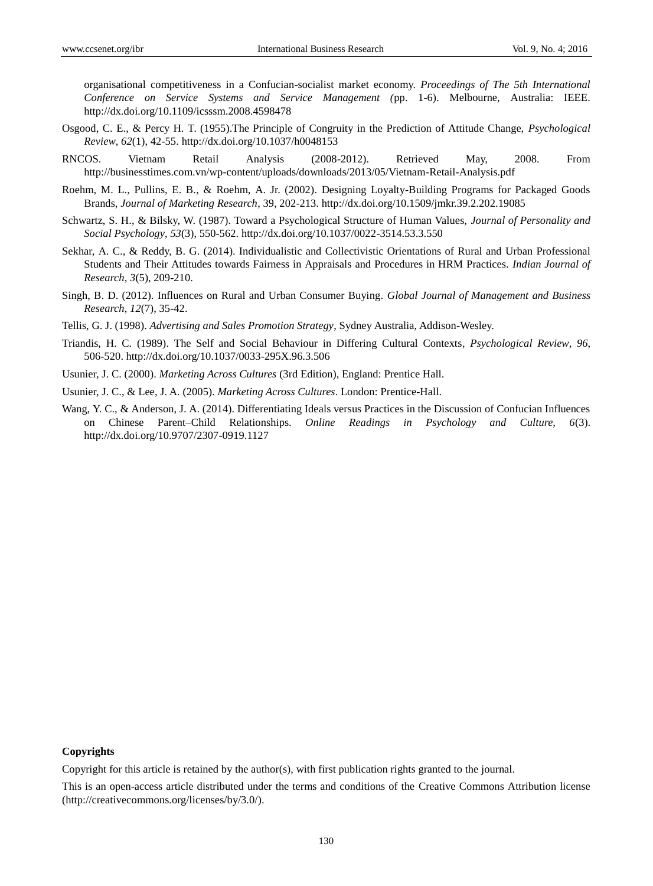organisational competitiveness in a Confucian-socialist market economy. *Proceedings of The 5th International Conference on Service Systems and Service Management (*pp. 1-6). Melbourne, Australia: IEEE. http://dx.doi.org/10.1109/icsssm.2008.4598478

Osgood, C. E., & Percy H. T. (1955).The Principle of Congruity in the Prediction of Attitude Change, *Psychological Review*, *62*(1), 42-55. http://dx.doi.org/10.1037/h0048153

RNCOS. Vietnam Retail Analysis (2008-2012). Retrieved May, 2008. From http://businesstimes.com.vn/wp-content/uploads/downloads/2013/05/Vietnam-Retail-Analysis.pdf

Roehm, M. L., Pullins, E. B., & Roehm, A. Jr. (2002). Designing Loyalty-Building Programs for Packaged Goods Brands, *Journal of Marketing Research*, 39, 202-213. http://dx.doi.org/10.1509/jmkr.39.2.202.19085

Schwartz, S. H., & Bilsky, W. (1987). Toward a Psychological Structure of Human Values, *Journal of Personality and Social Psychology*, *53*(3), 550-562. http://dx.doi.org/10.1037/0022-3514.53.3.550

Sekhar, A. C., & Reddy, B. G. (2014). Individualistic and Collectivistic Orientations of Rural and Urban Professional Students and Their Attitudes towards Fairness in Appraisals and Procedures in HRM Practices. *Indian Journal of Research*, *3*(5), 209-210.

Singh, B. D. (2012). Influences on Rural and Urban Consumer Buying. *Global Journal of Management and Business Research*, *12*(7), 35-42.

Tellis, G. J. (1998). *Advertising and Sales Promotion Strategy*, Sydney Australia, Addison-Wesley.

Triandis, H. C. (1989). The Self and Social Behaviour in Differing Cultural Contexts, *Psychological Review*, *96*, 506-520. http://dx.doi.org/10.1037/0033-295X.96.3.506

Usunier, J. C. (2000). *Marketing Across Cultures* (3rd Edition), England: Prentice Hall.

Usunier, J. C., & Lee, J. A. (2005). *Marketing Across Cultures*. London: Prentice-Hall.

Wang, Y. C., & Anderson, J. A. (2014). Differentiating Ideals versus Practices in the Discussion of Confucian Influences on Chinese Parent–Child Relationships. *Online Readings in Psychology and Culture, 6*(3). http://dx.doi.org/10.9707/2307-0919.1127

**Copyrights**

Copyright for this article is retained by the author(s), with first publication rights granted to the journal.

This is an open-access article distributed under the terms and conditions of the Creative Commons Attribution license (http://creativecommons.org/licenses/by/3.0/).